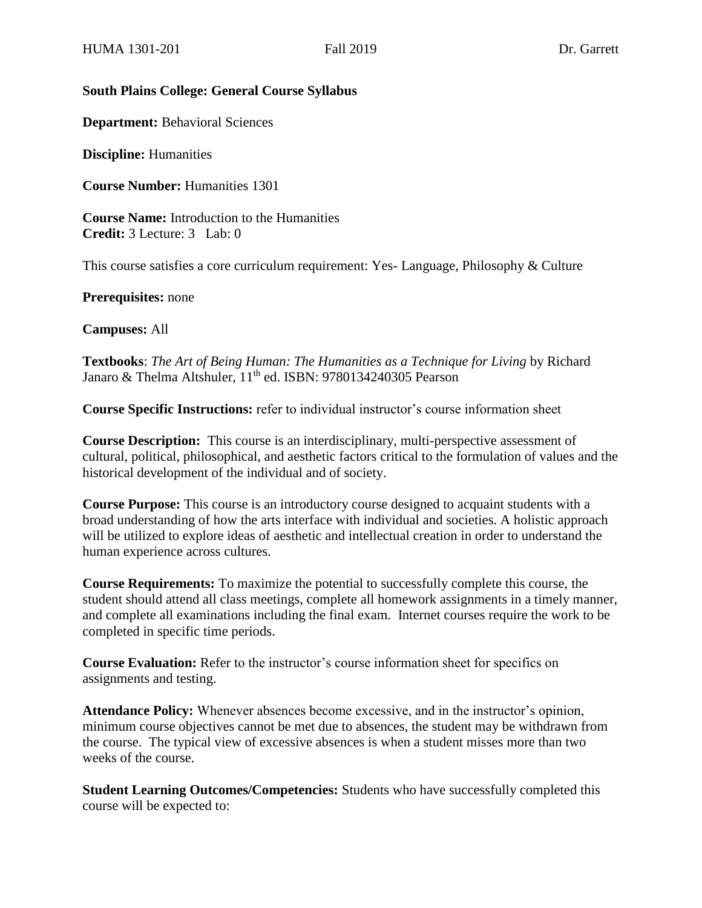**South Plains College: General Course Syllabus**

**Department:** Behavioral Sciences

**Discipline:** Humanities

**Course Number:** Humanities 1301

**Course Name:** Introduction to the Humanities
**Credit:** 3 Lecture: 3 Lab: 0

This course satisfies a core curriculum requirement: Yes- Language, Philosophy & Culture

**Prerequisites:** none

**Campuses:** All

**Textbooks**: *The Art of Being Human: The Humanities as a Technique for Living* by Richard Janaro & Thelma Altshuler, 11th ed. ISBN: 9780134240305 Pearson

**Course Specific Instructions:** refer to individual instructor's course information sheet

**Course Description:** This course is an interdisciplinary, multi-perspective assessment of cultural, political, philosophical, and aesthetic factors critical to the formulation of values and the historical development of the individual and of society.

**Course Purpose:** This course is an introductory course designed to acquaint students with a broad understanding of how the arts interface with individual and societies. A holistic approach will be utilized to explore ideas of aesthetic and intellectual creation in order to understand the human experience across cultures.

**Course Requirements:** To maximize the potential to successfully complete this course, the student should attend all class meetings, complete all homework assignments in a timely manner, and complete all examinations including the final exam. Internet courses require the work to be completed in specific time periods.

**Course Evaluation:** Refer to the instructor's course information sheet for specifics on assignments and testing.

**Attendance Policy:** Whenever absences become excessive, and in the instructor's opinion, minimum course objectives cannot be met due to absences, the student may be withdrawn from the course. The typical view of excessive absences is when a student misses more than two weeks of the course.

**Student Learning Outcomes/Competencies:** Students who have successfully completed this course will be expected to: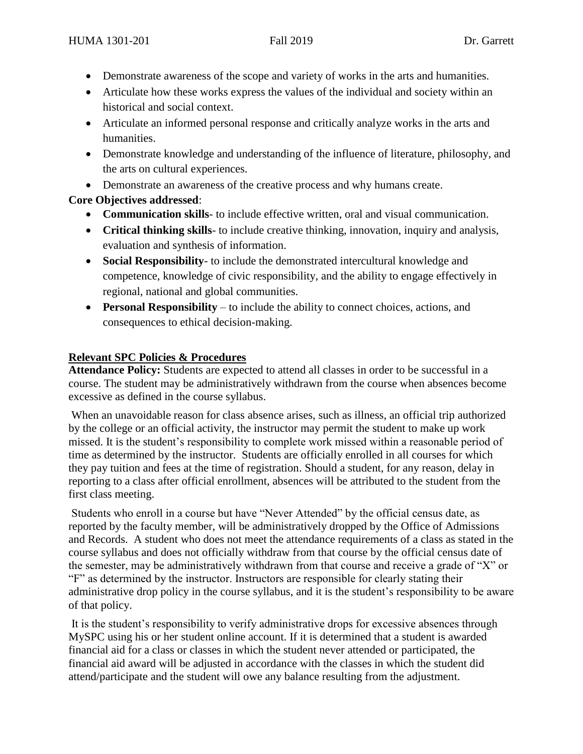- Demonstrate awareness of the scope and variety of works in the arts and humanities.
- Articulate how these works express the values of the individual and society within an historical and social context.
- Articulate an informed personal response and critically analyze works in the arts and humanities.
- Demonstrate knowledge and understanding of the influence of literature, philosophy, and the arts on cultural experiences.
- Demonstrate an awareness of the creative process and why humans create.

**Core Objectives addressed**:

- **Communication skills**- to include effective written, oral and visual communication.
- **Critical thinking skills**- to include creative thinking, innovation, inquiry and analysis, evaluation and synthesis of information.
- **Social Responsibility**- to include the demonstrated intercultural knowledge and competence, knowledge of civic responsibility, and the ability to engage effectively in regional, national and global communities.
- **Personal Responsibility** – to include the ability to connect choices, actions, and consequences to ethical decision-making.

## Relevant SPC Policies & Procedures

**Attendance Policy:** Students are expected to attend all classes in order to be successful in a course. The student may be administratively withdrawn from the course when absences become excessive as defined in the course syllabus.

When an unavoidable reason for class absence arises, such as illness, an official trip authorized by the college or an official activity, the instructor may permit the student to make up work missed. It is the student's responsibility to complete work missed within a reasonable period of time as determined by the instructor. Students are officially enrolled in all courses for which they pay tuition and fees at the time of registration. Should a student, for any reason, delay in reporting to a class after official enrollment, absences will be attributed to the student from the first class meeting.

Students who enroll in a course but have "Never Attended" by the official census date, as reported by the faculty member, will be administratively dropped by the Office of Admissions and Records. A student who does not meet the attendance requirements of a class as stated in the course syllabus and does not officially withdraw from that course by the official census date of the semester, may be administratively withdrawn from that course and receive a grade of "X" or "F" as determined by the instructor. Instructors are responsible for clearly stating their administrative drop policy in the course syllabus, and it is the student's responsibility to be aware of that policy.

It is the student's responsibility to verify administrative drops for excessive absences through MySPC using his or her student online account. If it is determined that a student is awarded financial aid for a class or classes in which the student never attended or participated, the financial aid award will be adjusted in accordance with the classes in which the student did attend/participate and the student will owe any balance resulting from the adjustment.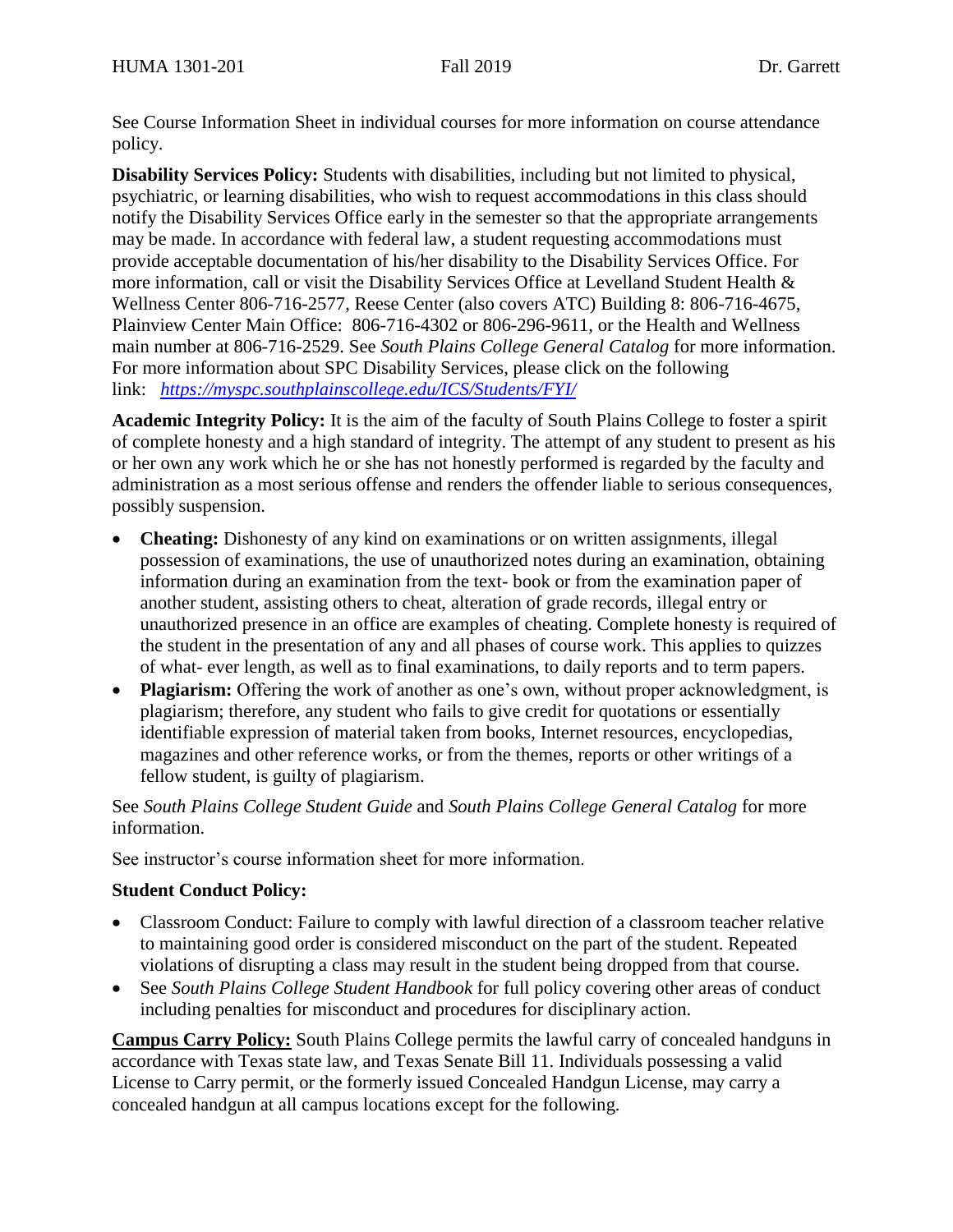See Course Information Sheet in individual courses for more information on course attendance policy.

**Disability Services Policy:** Students with disabilities, including but not limited to physical, psychiatric, or learning disabilities, who wish to request accommodations in this class should notify the Disability Services Office early in the semester so that the appropriate arrangements may be made. In accordance with federal law, a student requesting accommodations must provide acceptable documentation of his/her disability to the Disability Services Office. For more information, call or visit the Disability Services Office at Levelland Student Health & Wellness Center 806-716-2577, Reese Center (also covers ATC) Building 8: 806-716-4675, Plainview Center Main Office: 806-716-4302 or 806-296-9611, or the Health and Wellness main number at 806-716-2529. See *South Plains College General Catalog* for more information. For more information about SPC Disability Services, please click on the following link: *https://myspc.southplainscollege.edu/ICS/Students/FYI/*

**Academic Integrity Policy:** It is the aim of the faculty of South Plains College to foster a spirit of complete honesty and a high standard of integrity. The attempt of any student to present as his or her own any work which he or she has not honestly performed is regarded by the faculty and administration as a most serious offense and renders the offender liable to serious consequences, possibly suspension.

- **Cheating:** Dishonesty of any kind on examinations or on written assignments, illegal possession of examinations, the use of unauthorized notes during an examination, obtaining information during an examination from the text- book or from the examination paper of another student, assisting others to cheat, alteration of grade records, illegal entry or unauthorized presence in an office are examples of cheating. Complete honesty is required of the student in the presentation of any and all phases of course work. This applies to quizzes of what- ever length, as well as to final examinations, to daily reports and to term papers.
- **Plagiarism:** Offering the work of another as one's own, without proper acknowledgment, is plagiarism; therefore, any student who fails to give credit for quotations or essentially identifiable expression of material taken from books, Internet resources, encyclopedias, magazines and other reference works, or from the themes, reports or other writings of a fellow student, is guilty of plagiarism.

See *South Plains College Student Guide* and *South Plains College General Catalog* for more information.

See instructor's course information sheet for more information.

**Student Conduct Policy:**

- Classroom Conduct: Failure to comply with lawful direction of a classroom teacher relative to maintaining good order is considered misconduct on the part of the student. Repeated violations of disrupting a class may result in the student being dropped from that course.
- See *South Plains College Student Handbook* for full policy covering other areas of conduct including penalties for misconduct and procedures for disciplinary action.

**Campus Carry Policy:** South Plains College permits the lawful carry of concealed handguns in accordance with Texas state law, and Texas Senate Bill 11. Individuals possessing a valid License to Carry permit, or the formerly issued Concealed Handgun License, may carry a concealed handgun at all campus locations except for the following.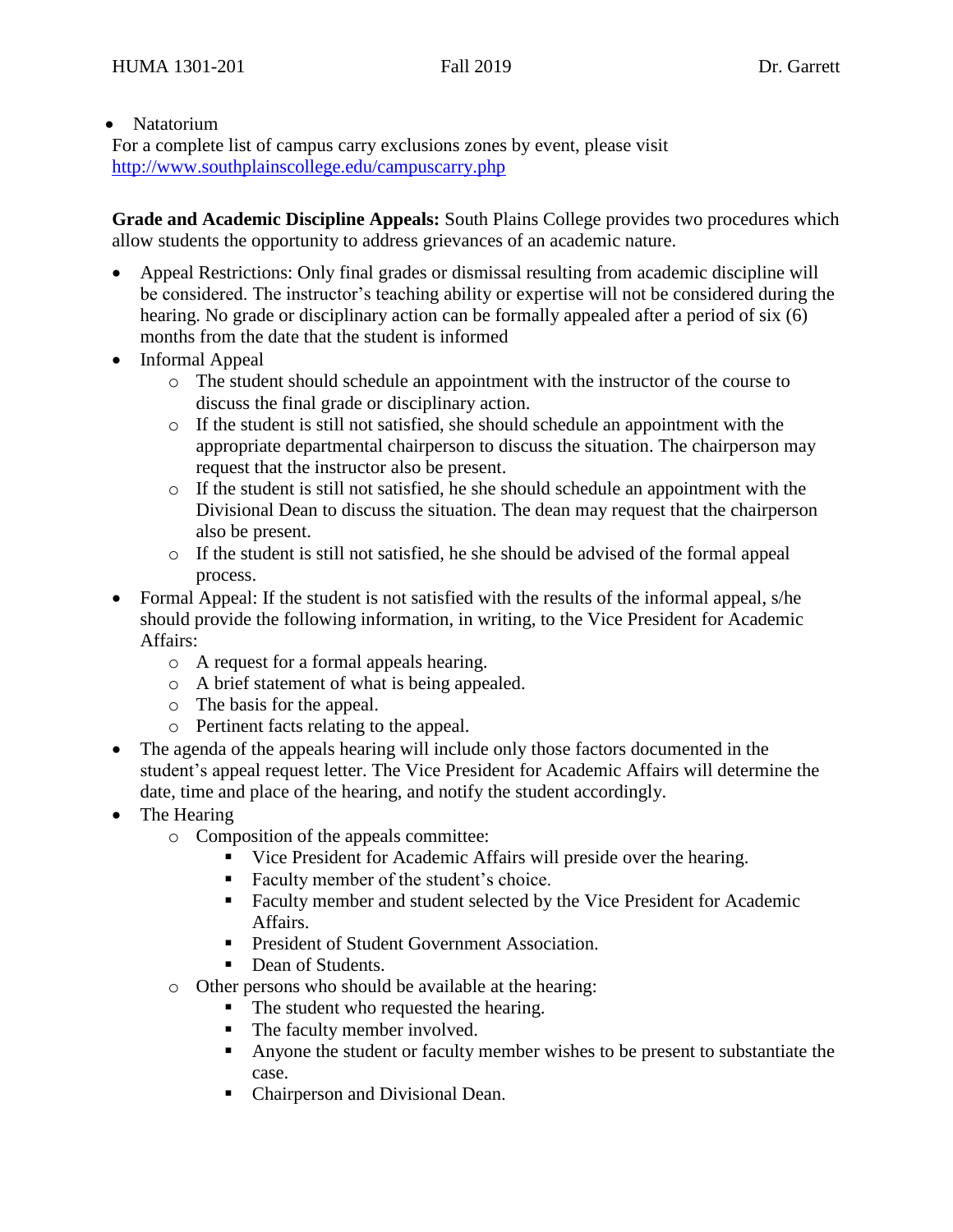- Natatorium

For a complete list of campus carry exclusions zones by event, please visit http://www.southplainscollege.edu/campuscarry.php

**Grade and Academic Discipline Appeals:** South Plains College provides two procedures which allow students the opportunity to address grievances of an academic nature.

- Appeal Restrictions: Only final grades or dismissal resulting from academic discipline will be considered. The instructor's teaching ability or expertise will not be considered during the hearing. No grade or disciplinary action can be formally appealed after a period of six (6) months from the date that the student is informed
- Informal Appeal
  - The student should schedule an appointment with the instructor of the course to discuss the final grade or disciplinary action.
  - If the student is still not satisfied, she should schedule an appointment with the appropriate departmental chairperson to discuss the situation. The chairperson may request that the instructor also be present.
  - If the student is still not satisfied, he she should schedule an appointment with the Divisional Dean to discuss the situation. The dean may request that the chairperson also be present.
  - If the student is still not satisfied, he she should be advised of the formal appeal process.
- Formal Appeal: If the student is not satisfied with the results of the informal appeal, s/he should provide the following information, in writing, to the Vice President for Academic Affairs:
  - A request for a formal appeals hearing.
  - A brief statement of what is being appealed.
  - The basis for the appeal.
  - Pertinent facts relating to the appeal.
- The agenda of the appeals hearing will include only those factors documented in the student's appeal request letter. The Vice President for Academic Affairs will determine the date, time and place of the hearing, and notify the student accordingly.
- The Hearing
  - Composition of the appeals committee:
    - Vice President for Academic Affairs will preside over the hearing.
    - Faculty member of the student's choice.
    - Faculty member and student selected by the Vice President for Academic Affairs.
    - President of Student Government Association.
    - Dean of Students.
  - Other persons who should be available at the hearing:
    - The student who requested the hearing.
    - The faculty member involved.
    - Anyone the student or faculty member wishes to be present to substantiate the case.
    - Chairperson and Divisional Dean.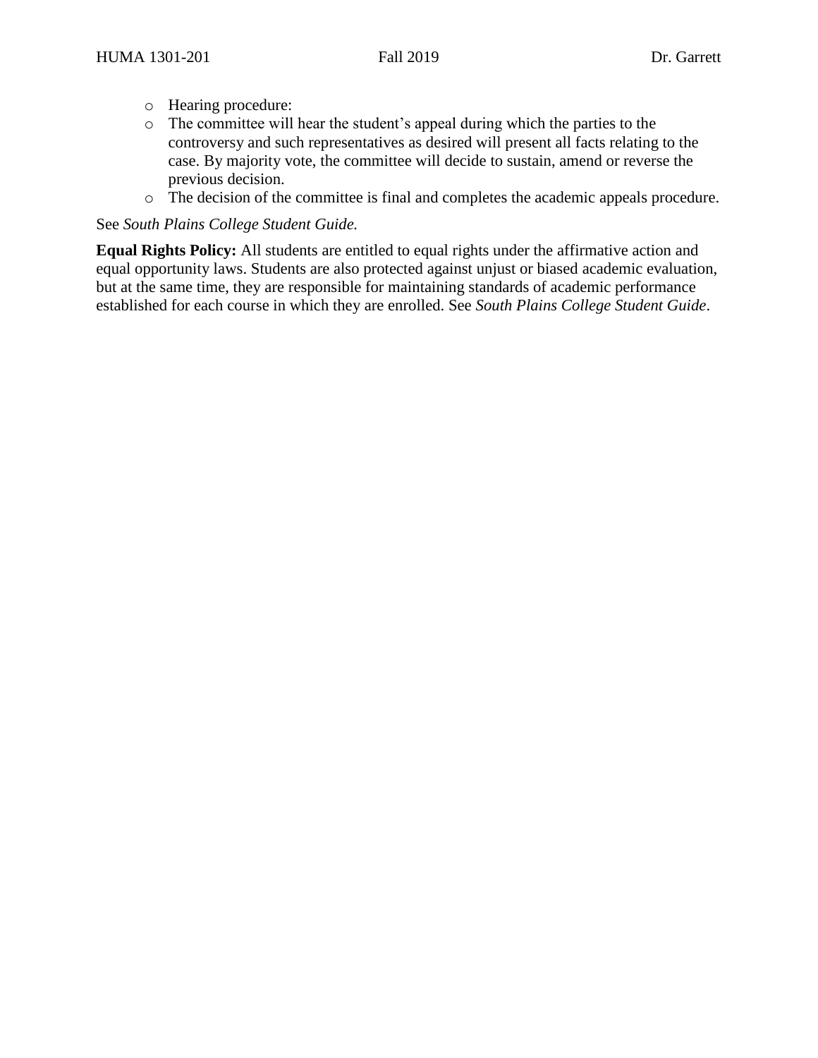- Hearing procedure:
- The committee will hear the student's appeal during which the parties to the controversy and such representatives as desired will present all facts relating to the case. By majority vote, the committee will decide to sustain, amend or reverse the previous decision.
- The decision of the committee is final and completes the academic appeals procedure.

See *South Plains College Student Guide.*

**Equal Rights Policy:** All students are entitled to equal rights under the affirmative action and equal opportunity laws. Students are also protected against unjust or biased academic evaluation, but at the same time, they are responsible for maintaining standards of academic performance established for each course in which they are enrolled. See *South Plains College Student Guide*.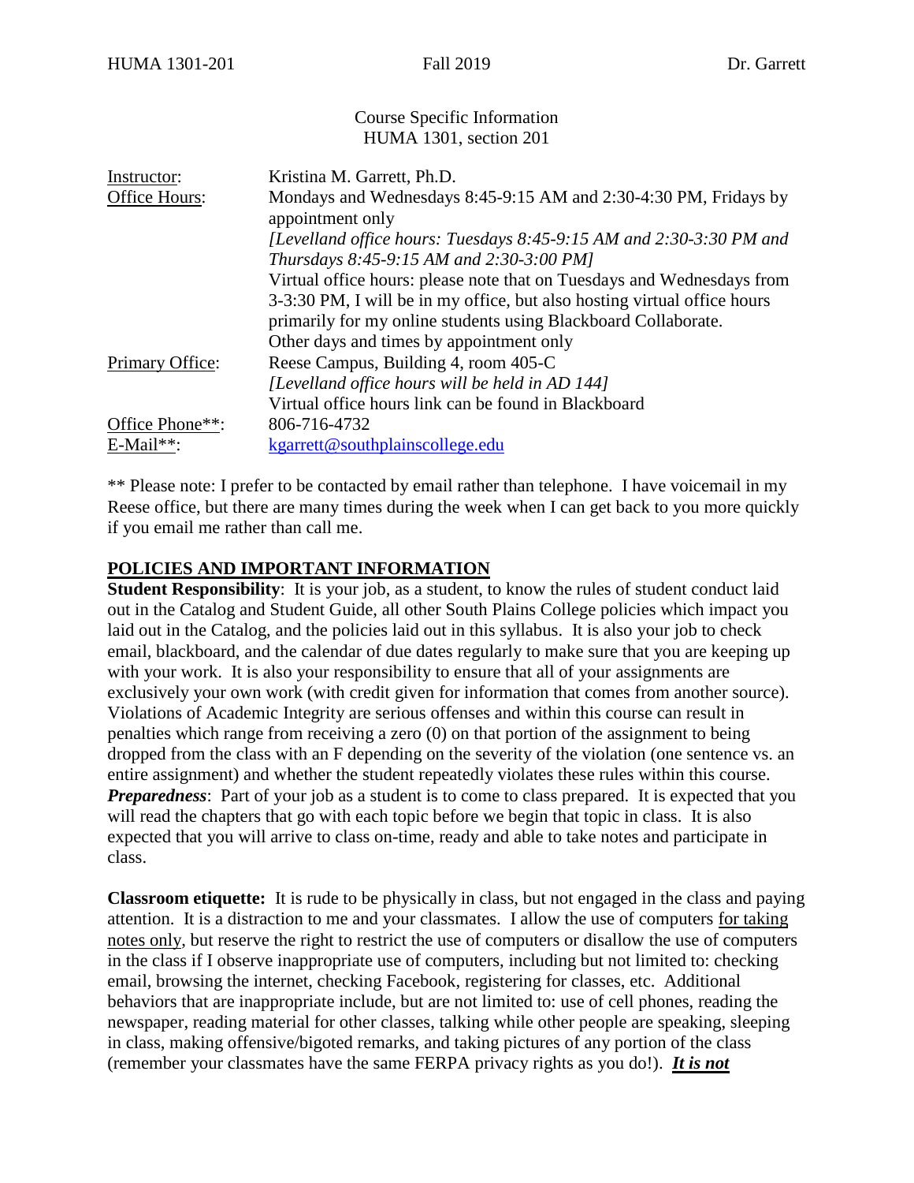Course Specific Information
HUMA 1301, section 201

| | |
|---|---|
| Instructor: | Kristina M. Garrett, Ph.D. |
| Office Hours: | Mondays and Wednesdays 8:45-9:15 AM and 2:30-4:30 PM, Fridays by appointment only<br>*[Levelland office hours: Tuesdays 8:45-9:15 AM and 2:30-3:30 PM and Thursdays 8:45-9:15 AM and 2:30-3:00 PM]*<br>Virtual office hours: please note that on Tuesdays and Wednesdays from 3-3:30 PM, I will be in my office, but also hosting virtual office hours primarily for my online students using Blackboard Collaborate.<br>Other days and times by appointment only |
| Primary Office: | Reese Campus, Building 4, room 405-C<br>*[Levelland office hours will be held in AD 144]*<br>Virtual office hours link can be found in Blackboard |
| Office Phone**: | 806-716-4732 |
| E-Mail**: | kgarrett@southplainscollege.edu |

** Please note: I prefer to be contacted by email rather than telephone. I have voicemail in my Reese office, but there are many times during the week when I can get back to you more quickly if you email me rather than call me.

## POLICIES AND IMPORTANT INFORMATION

**Student Responsibility**: It is your job, as a student, to know the rules of student conduct laid out in the Catalog and Student Guide, all other South Plains College policies which impact you laid out in the Catalog, and the policies laid out in this syllabus. It is also your job to check email, blackboard, and the calendar of due dates regularly to make sure that you are keeping up with your work. It is also your responsibility to ensure that all of your assignments are exclusively your own work (with credit given for information that comes from another source). Violations of Academic Integrity are serious offenses and within this course can result in penalties which range from receiving a zero (0) on that portion of the assignment to being dropped from the class with an F depending on the severity of the violation (one sentence vs. an entire assignment) and whether the student repeatedly violates these rules within this course.

***Preparedness***: Part of your job as a student is to come to class prepared. It is expected that you will read the chapters that go with each topic before we begin that topic in class. It is also expected that you will arrive to class on-time, ready and able to take notes and participate in class.

**Classroom etiquette:** It is rude to be physically in class, but not engaged in the class and paying attention. It is a distraction to me and your classmates. I allow the use of computers for taking notes only, but reserve the right to restrict the use of computers or disallow the use of computers in the class if I observe inappropriate use of computers, including but not limited to: checking email, browsing the internet, checking Facebook, registering for classes, etc. Additional behaviors that are inappropriate include, but are not limited to: use of cell phones, reading the newspaper, reading material for other classes, talking while other people are speaking, sleeping in class, making offensive/bigoted remarks, and taking pictures of any portion of the class (remember your classmates have the same FERPA privacy rights as you do!). ***It is not***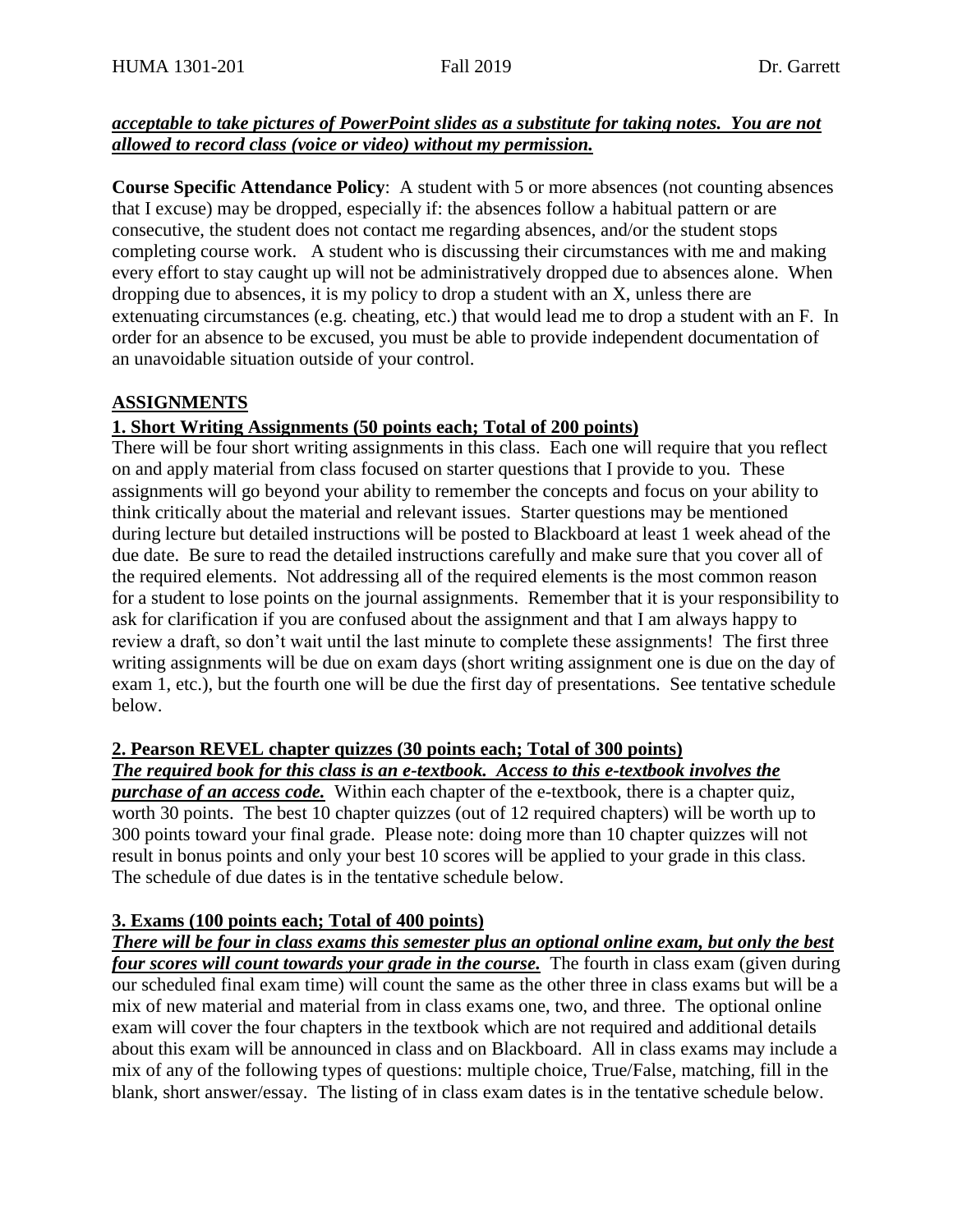***acceptable to take pictures of PowerPoint slides as a substitute for taking notes. You are not allowed to record class (voice or video) without my permission.***

**Course Specific Attendance Policy**: A student with 5 or more absences (not counting absences that I excuse) may be dropped, especially if: the absences follow a habitual pattern or are consecutive, the student does not contact me regarding absences, and/or the student stops completing course work. A student who is discussing their circumstances with me and making every effort to stay caught up will not be administratively dropped due to absences alone. When dropping due to absences, it is my policy to drop a student with an X, unless there are extenuating circumstances (e.g. cheating, etc.) that would lead me to drop a student with an F. In order for an absence to be excused, you must be able to provide independent documentation of an unavoidable situation outside of your control.

## ASSIGNMENTS

### 1. Short Writing Assignments (50 points each; Total of 200 points)

There will be four short writing assignments in this class. Each one will require that you reflect on and apply material from class focused on starter questions that I provide to you. These assignments will go beyond your ability to remember the concepts and focus on your ability to think critically about the material and relevant issues. Starter questions may be mentioned during lecture but detailed instructions will be posted to Blackboard at least 1 week ahead of the due date. Be sure to read the detailed instructions carefully and make sure that you cover all of the required elements. Not addressing all of the required elements is the most common reason for a student to lose points on the journal assignments. Remember that it is your responsibility to ask for clarification if you are confused about the assignment and that I am always happy to review a draft, so don't wait until the last minute to complete these assignments! The first three writing assignments will be due on exam days (short writing assignment one is due on the day of exam 1, etc.), but the fourth one will be due the first day of presentations. See tentative schedule below.

### 2. Pearson REVEL chapter quizzes (30 points each; Total of 300 points)

***The required book for this class is an e-textbook. Access to this e-textbook involves the purchase of an access code.*** Within each chapter of the e-textbook, there is a chapter quiz, worth 30 points. The best 10 chapter quizzes (out of 12 required chapters) will be worth up to 300 points toward your final grade. Please note: doing more than 10 chapter quizzes will not result in bonus points and only your best 10 scores will be applied to your grade in this class. The schedule of due dates is in the tentative schedule below.

### 3. Exams (100 points each; Total of 400 points)

***There will be four in class exams this semester plus an optional online exam, but only the best four scores will count towards your grade in the course.*** The fourth in class exam (given during our scheduled final exam time) will count the same as the other three in class exams but will be a mix of new material and material from in class exams one, two, and three. The optional online exam will cover the four chapters in the textbook which are not required and additional details about this exam will be announced in class and on Blackboard. All in class exams may include a mix of any of the following types of questions: multiple choice, True/False, matching, fill in the blank, short answer/essay. The listing of in class exam dates is in the tentative schedule below.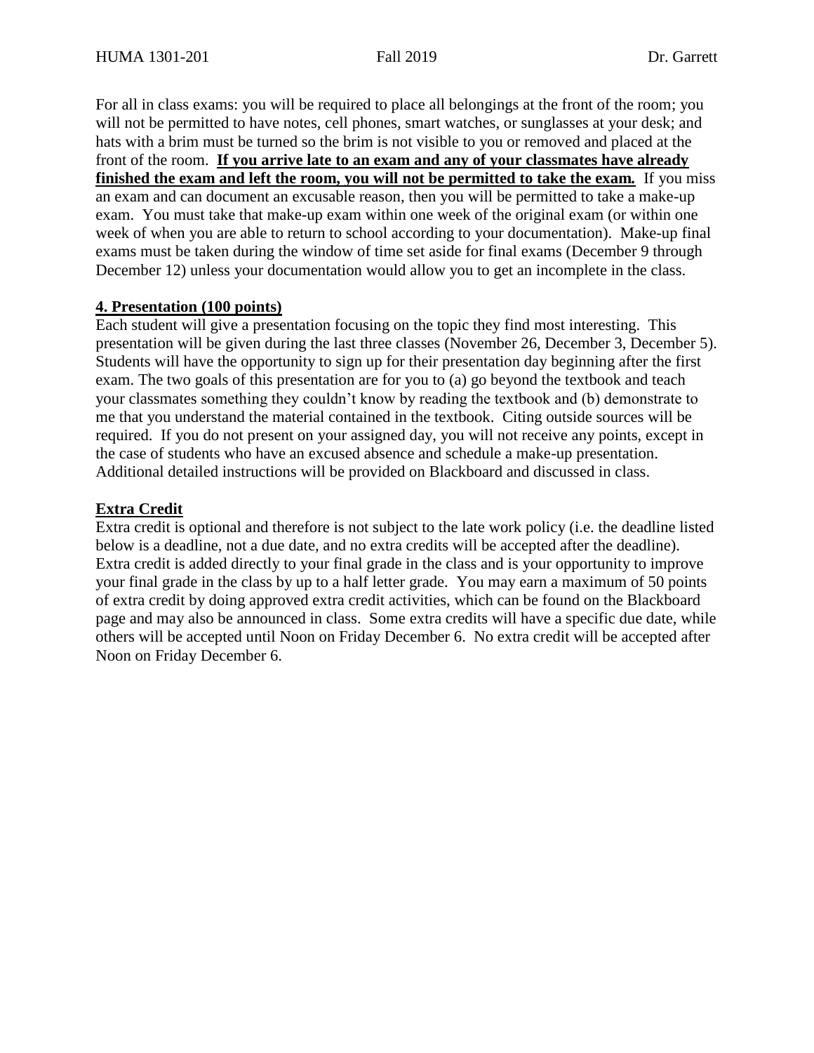For all in class exams: you will be required to place all belongings at the front of the room; you will not be permitted to have notes, cell phones, smart watches, or sunglasses at your desk; and hats with a brim must be turned so the brim is not visible to you or removed and placed at the front of the room. **<u>If you arrive late to an exam and any of your classmates have already finished the exam and left the room, you will not be permitted to take the exam.</u>** If you miss an exam and can document an excusable reason, then you will be permitted to take a make-up exam. You must take that make-up exam within one week of the original exam (or within one week of when you are able to return to school according to your documentation). Make-up final exams must be taken during the window of time set aside for final exams (December 9 through December 12) unless your documentation would allow you to get an incomplete in the class.

### 4. Presentation (100 points)

Each student will give a presentation focusing on the topic they find most interesting. This presentation will be given during the last three classes (November 26, December 3, December 5). Students will have the opportunity to sign up for their presentation day beginning after the first exam. The two goals of this presentation are for you to (a) go beyond the textbook and teach your classmates something they couldn't know by reading the textbook and (b) demonstrate to me that you understand the material contained in the textbook. Citing outside sources will be required. If you do not present on your assigned day, you will not receive any points, except in the case of students who have an excused absence and schedule a make-up presentation. Additional detailed instructions will be provided on Blackboard and discussed in class.

### Extra Credit

Extra credit is optional and therefore is not subject to the late work policy (i.e. the deadline listed below is a deadline, not a due date, and no extra credits will be accepted after the deadline). Extra credit is added directly to your final grade in the class and is your opportunity to improve your final grade in the class by up to a half letter grade. You may earn a maximum of 50 points of extra credit by doing approved extra credit activities, which can be found on the Blackboard page and may also be announced in class. Some extra credits will have a specific due date, while others will be accepted until Noon on Friday December 6. No extra credit will be accepted after Noon on Friday December 6.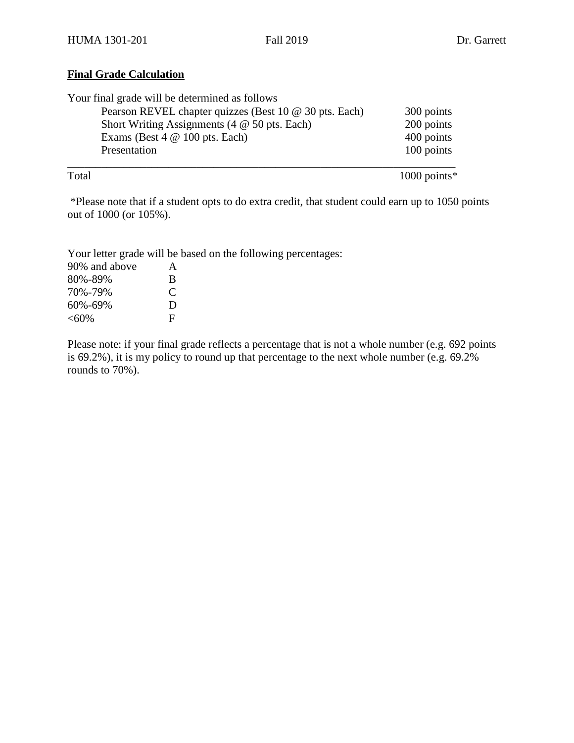## Final Grade Calculation

Your final grade will be determined as follows

| | |
|---|---|
| Pearson REVEL chapter quizzes (Best 10 @ 30 pts. Each) | 300 points |
| Short Writing Assignments (4 @ 50 pts. Each) | 200 points |
| Exams (Best 4 @ 100 pts. Each) | 400 points |
| Presentation | 100 points |
| Total | 1000 points* |

*Please note that if a student opts to do extra credit, that student could earn up to 1050 points out of 1000 (or 105%).

Your letter grade will be based on the following percentages:

| | |
|---|---|
| 90% and above | A |
| 80%-89% | B |
| 70%-79% | C |
| 60%-69% | D |
| <60% | F |

Please note: if your final grade reflects a percentage that is not a whole number (e.g. 692 points is 69.2%), it is my policy to round up that percentage to the next whole number (e.g. 69.2% rounds to 70%).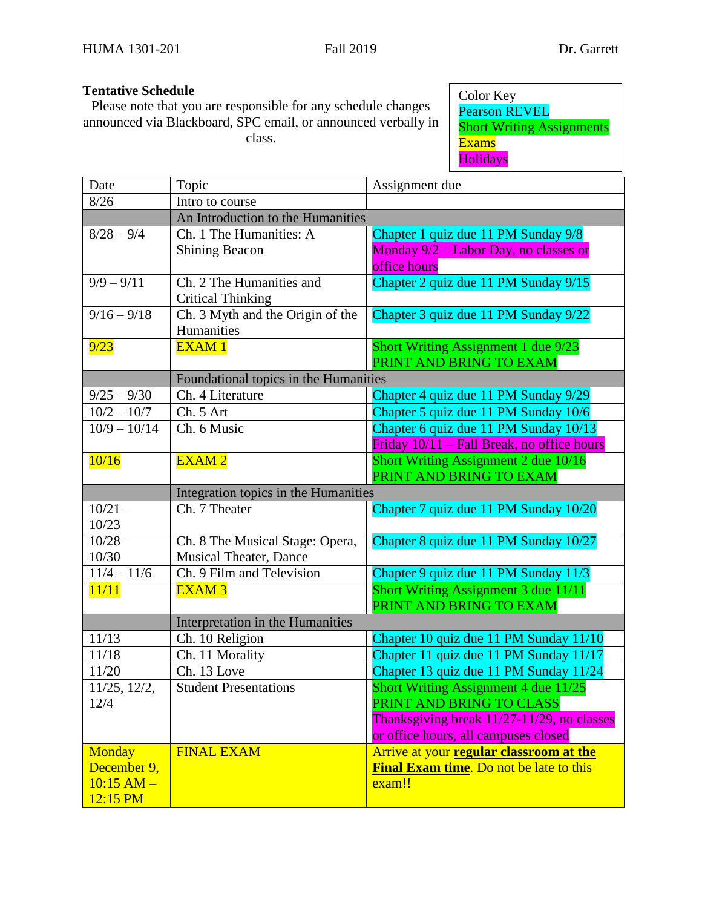HUMA 1301-201 Fall 2019 Dr. Garrett

**Tentative Schedule**

Please note that you are responsible for any schedule changes announced via Blackboard, SPC email, or announced verbally in class.

Color Key
Pearson REVEL
Short Writing Assignments
Exams
Holidays

| Date | Topic | Assignment due |
|---|---|---|
| 8/26 | Intro to course | |
| | An Introduction to the Humanities | |
| 8/28 – 9/4 | Ch. 1 The Humanities: A Shining Beacon | Chapter 1 quiz due 11 PM Sunday 9/8<br>Monday 9/2 – Labor Day, no classes or office hours |
| 9/9 – 9/11 | Ch. 2 The Humanities and Critical Thinking | Chapter 2 quiz due 11 PM Sunday 9/15 |
| 9/16 – 9/18 | Ch. 3 Myth and the Origin of the Humanities | Chapter 3 quiz due 11 PM Sunday 9/22 |
| 9/23 | EXAM 1 | Short Writing Assignment 1 due 9/23<br>PRINT AND BRING TO EXAM |
| | Foundational topics in the Humanities | |
| 9/25 – 9/30 | Ch. 4 Literature | Chapter 4 quiz due 11 PM Sunday 9/29 |
| 10/2 – 10/7 | Ch. 5 Art | Chapter 5 quiz due 11 PM Sunday 10/6 |
| 10/9 – 10/14 | Ch. 6 Music | Chapter 6 quiz due 11 PM Sunday 10/13<br>Friday 10/11 – Fall Break, no office hours |
| 10/16 | EXAM 2 | Short Writing Assignment 2 due 10/16<br>PRINT AND BRING TO EXAM |
| | Integration topics in the Humanities | |
| 10/21 – 10/23 | Ch. 7 Theater | Chapter 7 quiz due 11 PM Sunday 10/20 |
| 10/28 – 10/30 | Ch. 8 The Musical Stage: Opera, Musical Theater, Dance | Chapter 8 quiz due 11 PM Sunday 10/27 |
| 11/4 – 11/6 | Ch. 9 Film and Television | Chapter 9 quiz due 11 PM Sunday 11/3 |
| 11/11 | EXAM 3 | Short Writing Assignment 3 due 11/11<br>PRINT AND BRING TO EXAM |
| | Interpretation in the Humanities | |
| 11/13 | Ch. 10 Religion | Chapter 10 quiz due 11 PM Sunday 11/10 |
| 11/18 | Ch. 11 Morality | Chapter 11 quiz due 11 PM Sunday 11/17 |
| 11/20 | Ch. 13 Love | Chapter 13 quiz due 11 PM Sunday 11/24 |
| 11/25, 12/2, 12/4 | Student Presentations | Short Writing Assignment 4 due 11/25<br>PRINT AND BRING TO CLASS<br>Thanksgiving break 11/27-11/29, no classes or office hours, all campuses closed |
| Monday December 9, 10:15 AM – 12:15 PM | FINAL EXAM | Arrive at your **regular classroom at the Final Exam time**. Do not be late to this exam!! |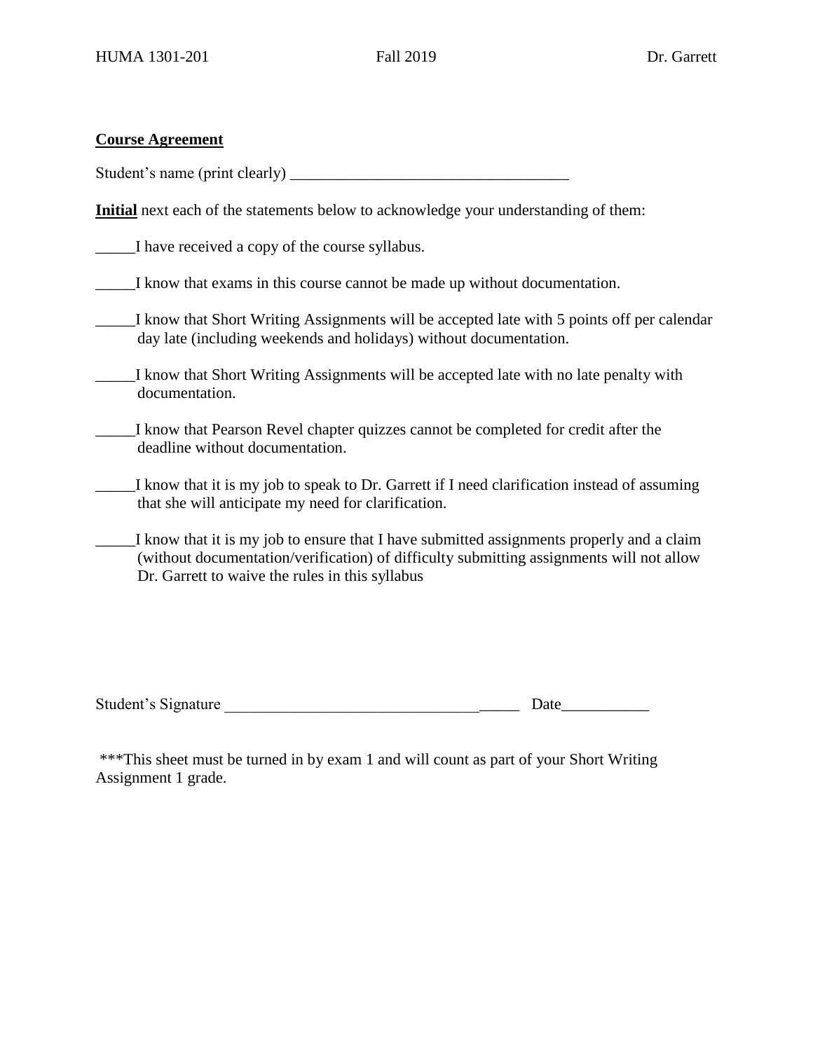**Course Agreement**

Student's name (print clearly) ___________________________________

**Initial** next each of the statements below to acknowledge your understanding of them:

_____I have received a copy of the course syllabus.

_____I know that exams in this course cannot be made up without documentation.

_____I know that Short Writing Assignments will be accepted late with 5 points off per calendar day late (including weekends and holidays) without documentation.

_____I know that Short Writing Assignments will be accepted late with no late penalty with documentation.

_____I know that Pearson Revel chapter quizzes cannot be completed for credit after the deadline without documentation.

_____I know that it is my job to speak to Dr. Garrett if I need clarification instead of assuming that she will anticipate my need for clarification.

_____I know that it is my job to ensure that I have submitted assignments properly and a claim (without documentation/verification) of difficulty submitting assignments will not allow Dr. Garrett to waive the rules in this syllabus

Student's Signature ______________________________________ Date___________

***This sheet must be turned in by exam 1 and will count as part of your Short Writing Assignment 1 grade.